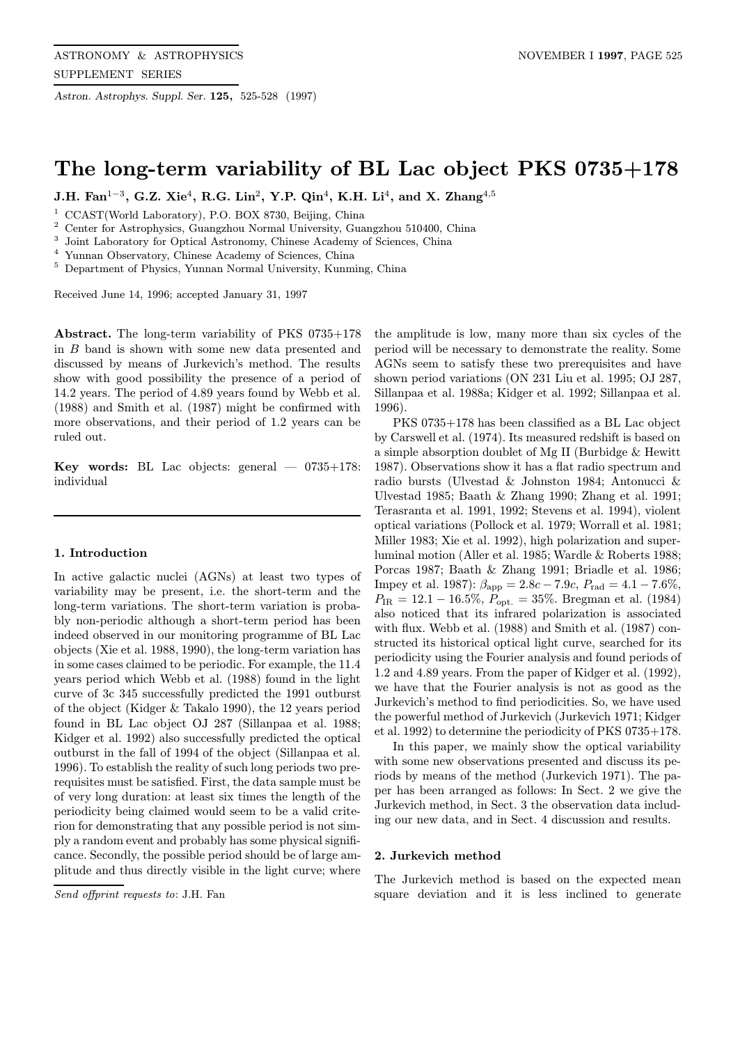# The long-term variability of BL Lac object PKS 0735+178

**J.H. Fan[1–3], G.Z. Xie[4], R.G. Lin[2], Y.P. Qin[4], K.H. Li[4], and X. Zhang[4,5]**

[1] CCAST(World Laboratory), P.O. BOX 8730, Beijing, China
[2] Center for Astrophysics, Guangzhou Normal University, Guangzhou 510400, China
[3] Joint Laboratory for Optical Astronomy, Chinese Academy of Sciences, China
[4] Yunnan Observatory, Chinese Academy of Sciences, China
[5] Department of Physics, Yunnan Normal University, Kunming, China

Received June 14, 1996; accepted January 31, 1997

**Abstract.** The long-term variability of PKS 0735+178 in $B$ band is shown with some new data presented and discussed by means of Jurkevich's method. The results show with good possibility the presence of a period of 14.2 years. The period of 4.89 years found by Webb et al. (1988) and Smith et al. (1987) might be confirmed with more observations, and their period of 1.2 years can be ruled out.

**Key words:** BL Lac objects: general — 0735+178: individual

### 1. Introduction

In active galactic nuclei (AGNs) at least two types of variability may be present, i.e. the short-term and the long-term variations. The short-term variation is probably non-periodic although a short-term period has been indeed observed in our monitoring programme of BL Lac objects (Xie et al. 1988, 1990), the long-term variation has in some cases claimed to be periodic. For example, the 11.4 years period which Webb et al. (1988) found in the light curve of 3c 345 successfully predicted the 1991 outburst of the object (Kidger & Takalo 1990), the 12 years period found in BL Lac object OJ 287 (Sillanpaa et al. 1988; Kidger et al. 1992) also successfully predicted the optical outburst in the fall of 1994 of the object (Sillanpaa et al. 1996). To establish the reality of such long periods two prerequisites must be satisfied. First, the data sample must be of very long duration: at least six times the length of the periodicity being claimed would seem to be a valid criterion for demonstrating that any possible period is not simply a random event and probably has some physical significance. Secondly, the possible period should be of large amplitude and thus directly visible in the light curve; where the amplitude is low, many more than six cycles of the period will be necessary to demonstrate the reality. Some AGNs seem to satisfy these two prerequisites and have shown period variations (ON 231 Liu et al. 1995; OJ 287, Sillanpaa et al. 1988a; Kidger et al. 1992; Sillanpaa et al. 1996).

PKS 0735+178 has been classified as a BL Lac object by Carswell et al. (1974). Its measured redshift is based on a simple absorption doublet of Mg II (Burbidge & Hewitt 1987). Observations show it has a flat radio spectrum and radio bursts (Ulvestad & Johnston 1984; Antonucci & Ulvestad 1985; Baath & Zhang 1990; Zhang et al. 1991; Terasranta et al. 1991, 1992; Stevens et al. 1994), violent optical variations (Pollock et al. 1979; Worrall et al. 1981; Miller 1983; Xie et al. 1992), high polarization and superluminal motion (Aller et al. 1985; Wardle & Roberts 1988; Porcas 1987; Baath & Zhang 1991; Briadle et al. 1986; Impey et al. 1987): $\beta_{\rm app} = 2.8c - 7.9c$, $P_{\rm rad} = 4.1 - 7.6\%$, $P_{\rm IR} = 12.1 - 16.5\%$, $P_{\rm opt.} = 35\%$. Bregman et al. (1984) also noticed that its infrared polarization is associated with flux. Webb et al. (1988) and Smith et al. (1987) constructed its historical optical light curve, searched for its periodicity using the Fourier analysis and found periods of 1.2 and 4.89 years. From the paper of Kidger et al. (1992), we have that the Fourier analysis is not as good as the Jurkevich's method to find periodicities. So, we have used the powerful method of Jurkevich (Jurkevich 1971; Kidger et al. 1992) to determine the periodicity of PKS 0735+178.

In this paper, we mainly show the optical variability with some new observations presented and discuss its periods by means of the method (Jurkevich 1971). The paper has been arranged as follows: In Sect. 2 we give the Jurkevich method, in Sect. 3 the observation data including our new data, and in Sect. 4 discussion and results.

### 2. Jurkevich method

The Jurkevich method is based on the expected mean square deviation and it is less inclined to generate

*Send offprint requests to*: J.H. Fan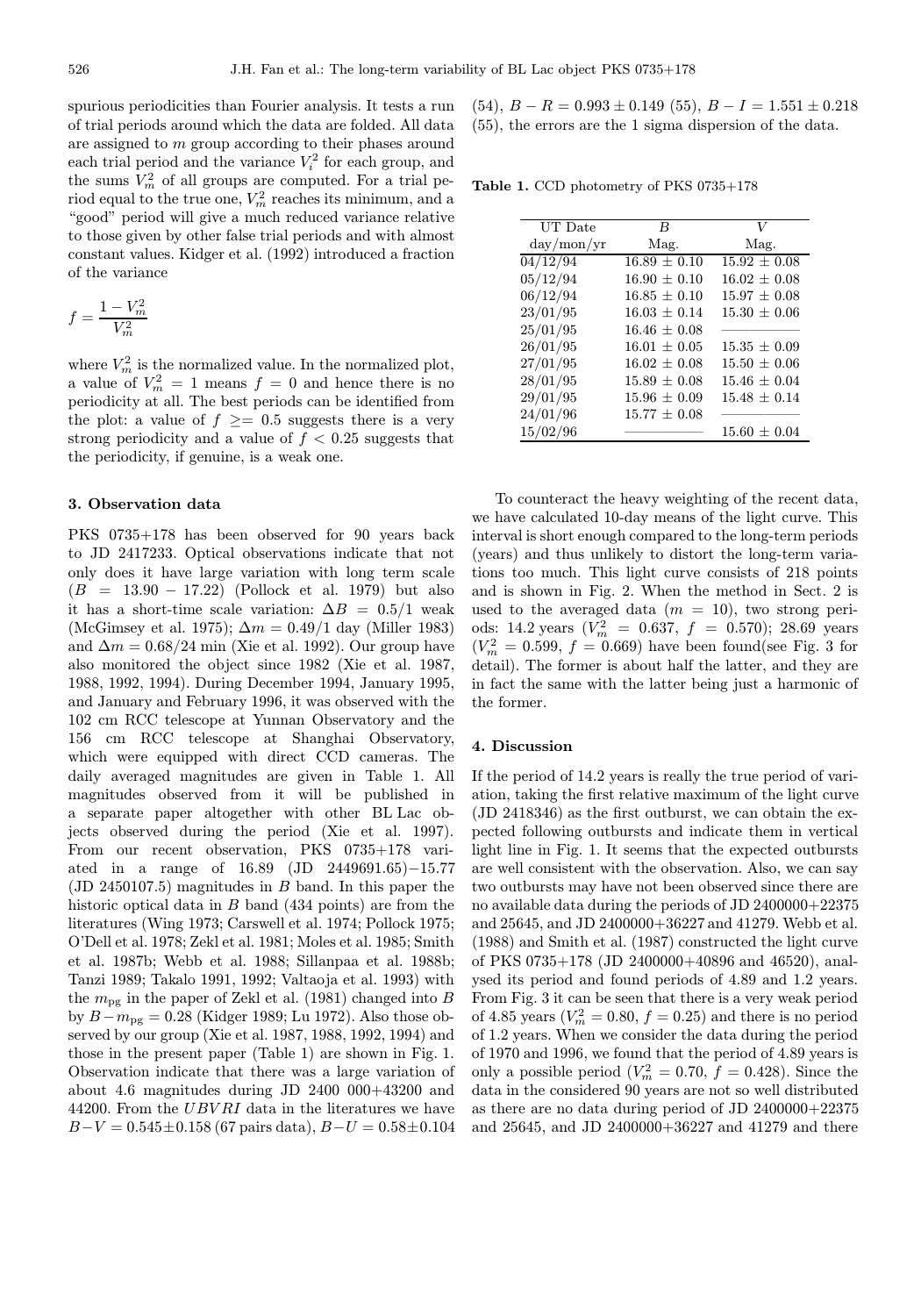spurious periodicities than Fourier analysis. It tests a run of trial periods around which the data are folded. All data are assigned to $m$ group according to their phases around each trial period and the variance $V_i^2$ for each group, and the sums $V_m^2$ of all groups are computed. For a trial period equal to the true one, $V_m^2$ reaches its minimum, and a "good" period will give a much reduced variance relative to those given by other false trial periods and with almost constant values. Kidger et al. (1992) introduced a fraction of the variance

$$f = \frac{1 - V_m^2}{V_m^2}$$

where $V_m^2$ is the normalized value. In the normalized plot, a value of $V_m^2 = 1$ means $f = 0$ and hence there is no periodicity at all. The best periods can be identified from the plot: a value of $f \geq= 0.5$ suggests there is a very strong periodicity and a value of $f < 0.25$ suggests that the periodicity, if genuine, is a weak one.

## 3. Observation data

PKS 0735+178 has been observed for 90 years back to JD 2417233. Optical observations indicate that not only does it have large variation with long term scale ($B = 13.90 - 17.22$) (Pollock et al. 1979) but also it has a short-time scale variation: $\Delta B = 0.5/1$ weak (McGimsey et al. 1975); $\Delta m = 0.49/1$ day (Miller 1983) and $\Delta m = 0.68/24$ min (Xie et al. 1992). Our group have also monitored the object since 1982 (Xie et al. 1987, 1988, 1992, 1994). During December 1994, January 1995, and January and February 1996, it was observed with the 102 cm RCC telescope at Yunnan Observatory and the 156 cm RCC telescope at Shanghai Observatory, which were equipped with direct CCD cameras. The daily averaged magnitudes are given in Table 1. All magnitudes observed from it will be published in a separate paper altogether with other BL Lac objects observed during the period (Xie et al. 1997). From our recent observation, PKS 0735+178 variated in a range of 16.89 (JD 2449691.65)−15.77 (JD 2450107.5) magnitudes in $B$ band. In this paper the historic optical data in $B$ band (434 points) are from the literatures (Wing 1973; Carswell et al. 1974; Pollock 1975; O'Dell et al. 1978; Zekl et al. 1981; Moles et al. 1985; Smith et al. 1987b; Webb et al. 1988; Sillanpaa et al. 1988b; Tanzi 1989; Takalo 1991, 1992; Valtaoja et al. 1993) with the $m_{\rm pg}$ in the paper of Zekl et al. (1981) changed into $B$ by $B - m_{\rm pg} = 0.28$ (Kidger 1989; Lu 1972). Also those observed by our group (Xie et al. 1987, 1988, 1992, 1994) and those in the present paper (Table 1) are shown in Fig. 1. Observation indicate that there was a large variation of about 4.6 magnitudes during JD 2400 000+43200 and 44200. From the $UBVRI$ data in the literatures we have $B-V = 0.545 \pm 0.158$ (67 pairs data), $B-U = 0.58 \pm 0.104$ (54), $B-R = 0.993 \pm 0.149$ (55), $B-I = 1.551 \pm 0.218$ (55), the errors are the 1 sigma dispersion of the data.

**Table 1.** CCD photometry of PKS 0735+178

| UT Date day/mon/yr | $B$ Mag. | $V$ Mag. |
|---|---|---|
| 04/12/94 | 16.89 ± 0.10 | 15.92 ± 0.08 |
| 05/12/94 | 16.90 ± 0.10 | 16.02 ± 0.08 |
| 06/12/94 | 16.85 ± 0.10 | 15.97 ± 0.08 |
| 23/01/95 | 16.03 ± 0.14 | 15.30 ± 0.06 |
| 25/01/95 | 16.46 ± 0.08 | ———— |
| 26/01/95 | 16.01 ± 0.05 | 15.35 ± 0.09 |
| 27/01/95 | 16.02 ± 0.08 | 15.50 ± 0.06 |
| 28/01/95 | 15.89 ± 0.08 | 15.46 ± 0.04 |
| 29/01/95 | 15.96 ± 0.09 | 15.48 ± 0.14 |
| 24/01/96 | 15.77 ± 0.08 | ———— |
| 15/02/96 | ———— | 15.60 ± 0.04 |

To counteract the heavy weighting of the recent data, we have calculated 10-day means of the light curve. This interval is short enough compared to the long-term periods (years) and thus unlikely to distort the long-term variations too much. This light curve consists of 218 points and is shown in Fig. 2. When the method in Sect. 2 is used to the averaged data ($m = 10$), two strong periods: 14.2 years ($V_m^2 = 0.637$, $f = 0.570$); 28.69 years ($V_m^2 = 0.599$, $f = 0.669$) have been found(see Fig. 3 for detail). The former is about half the latter, and they are in fact the same with the latter being just a harmonic of the former.

## 4. Discussion

If the period of 14.2 years is really the true period of variation, taking the first relative maximum of the light curve (JD 2418346) as the first outburst, we can obtain the expected following outbursts and indicate them in vertical light line in Fig. 1. It seems that the expected outbursts are well consistent with the observation. Also, we can say two outbursts may have not been observed since there are no available data during the periods of JD 2400000+22375 and 25645, and JD 2400000+36227 and 41279. Webb et al. (1988) and Smith et al. (1987) constructed the light curve of PKS 0735+178 (JD 2400000+40896 and 46520), analysed its period and found periods of 4.89 and 1.2 years. From Fig. 3 it can be seen that there is a very weak period of 4.85 years ($V_m^2 = 0.80$, $f = 0.25$) and there is no period of 1.2 years. When we consider the data during the period of 1970 and 1996, we found that the period of 4.89 years is only a possible period ($V_m^2 = 0.70$, $f = 0.428$). Since the data in the considered 90 years are not so well distributed as there are no data during period of JD 2400000+22375 and 25645, and JD 2400000+36227 and 41279 and there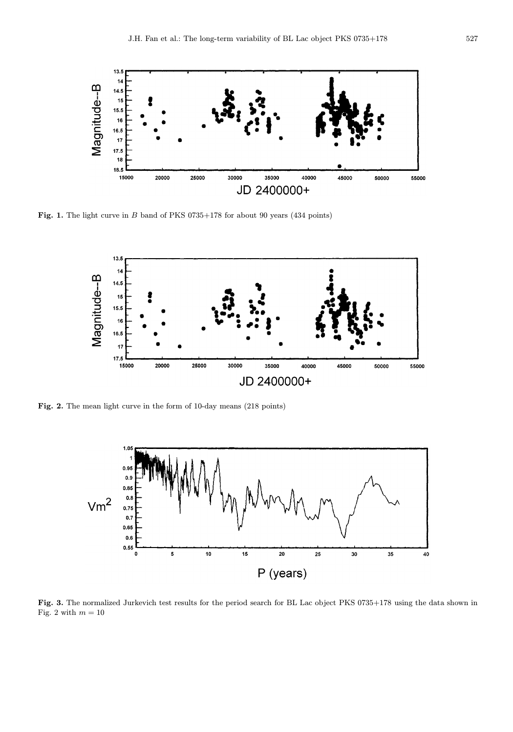**Fig. 1.** The light curve in $B$ band of PKS 0735+178 for about 90 years (434 points)

**Fig. 2.** The mean light curve in the form of 10-day means (218 points)

**Fig. 3.** The normalized Jurkevich test results for the period search for BL Lac object PKS 0735+178 using the data shown in Fig. 2 with $m = 10$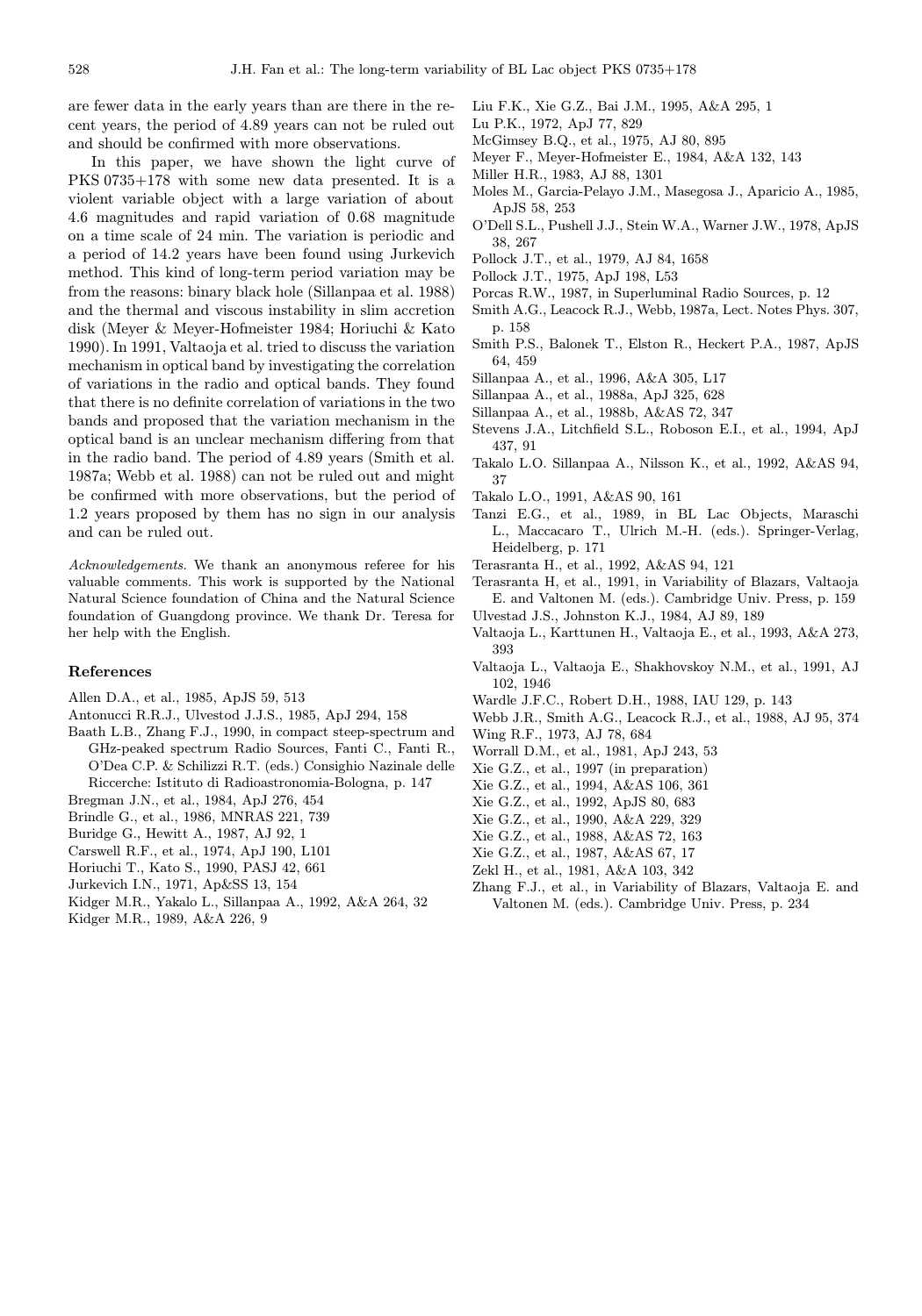are fewer data in the early years than are there in the recent years, the period of 4.89 years can not be ruled out and should be confirmed with more observations.

In this paper, we have shown the light curve of PKS 0735+178 with some new data presented. It is a violent variable object with a large variation of about 4.6 magnitudes and rapid variation of 0.68 magnitude on a time scale of 24 min. The variation is periodic and a period of 14.2 years have been found using Jurkevich method. This kind of long-term period variation may be from the reasons: binary black hole (Sillanpaa et al. 1988) and the thermal and viscous instability in slim accretion disk (Meyer & Meyer-Hofmeister 1984; Horiuchi & Kato 1990). In 1991, Valtaoja et al. tried to discuss the variation mechanism in optical band by investigating the correlation of variations in the radio and optical bands. They found that there is no definite correlation of variations in the two bands and proposed that the variation mechanism in the optical band is an unclear mechanism differing from that in the radio band. The period of 4.89 years (Smith et al. 1987a; Webb et al. 1988) can not be ruled out and might be confirmed with more observations, but the period of 1.2 years proposed by them has no sign in our analysis and can be ruled out.

*Acknowledgements.* We thank an anonymous referee for his valuable comments. This work is supported by the National Natural Science foundation of China and the Natural Science foundation of Guangdong province. We thank Dr. Teresa for her help with the English.

## References

Allen D.A., et al., 1985, ApJS 59, 513
Antonucci R.R.J., Ulvestod J.J.S., 1985, ApJ 294, 158
Baath L.B., Zhang F.J., 1990, in compact steep-spectrum and GHz-peaked spectrum Radio Sources, Fanti C., Fanti R., O'Dea C.P. & Schilizzi R.T. (eds.) Consighio Nazinale delle Riccerche: Istituto di Radioastronomia-Bologna, p. 147
Bregman J.N., et al., 1984, ApJ 276, 454
Brindle G., et al., 1986, MNRAS 221, 739
Buridge G., Hewitt A., 1987, AJ 92, 1
Carswell R.F., et al., 1974, ApJ 190, L101
Horiuchi T., Kato S., 1990, PASJ 42, 661
Jurkevich I.N., 1971, Ap&SS 13, 154
Kidger M.R., Yakalo L., Sillanpaa A., 1992, A&A 264, 32
Kidger M.R., 1989, A&A 226, 9
Liu F.K., Xie G.Z., Bai J.M., 1995, A&A 295, 1
Lu P.K., 1972, ApJ 77, 829
McGimsey B.Q., et al., 1975, AJ 80, 895
Meyer F., Meyer-Hofmeister E., 1984, A&A 132, 143
Miller H.R., 1983, AJ 88, 1301
Moles M., Garcia-Pelayo J.M., Masegosa J., Aparicio A., 1985, ApJS 58, 253
O'Dell S.L., Pushell J.J., Stein W.A., Warner J.W., 1978, ApJS 38, 267
Pollock J.T., et al., 1979, AJ 84, 1658
Pollock J.T., 1975, ApJ 198, L53
Porcas R.W., 1987, in Superluminal Radio Sources, p. 12
Smith A.G., Leacock R.J., Webb, 1987a, Lect. Notes Phys. 307, p. 158
Smith P.S., Balonek T., Elston R., Heckert P.A., 1987, ApJS 64, 459
Sillanpaa A., et al., 1996, A&A 305, L17
Sillanpaa A., et al., 1988a, ApJ 325, 628
Sillanpaa A., et al., 1988b, A&AS 72, 347
Stevens J.A., Litchfield S.L., Roboson E.I., et al., 1994, ApJ 437, 91
Takalo L.O. Sillanpaa A., Nilsson K., et al., 1992, A&AS 94, 37
Takalo L.O., 1991, A&AS 90, 161
Tanzi E.G., et al., 1989, in BL Lac Objects, Maraschi L., Maccacaro T., Ulrich M.-H. (eds.). Springer-Verlag, Heidelberg, p. 171
Terasranta H., et al., 1992, A&AS 94, 121
Terasranta H, et al., 1991, in Variability of Blazars, Valtaoja E. and Valtonen M. (eds.). Cambridge Univ. Press, p. 159
Ulvestad J.S., Johnston K.J., 1984, AJ 89, 189
Valtaoja L., Karttunen H., Valtaoja E., et al., 1993, A&A 273, 393
Valtaoja L., Valtaoja E., Shakhovskoy N.M., et al., 1991, AJ 102, 1946
Wardle J.F.C., Robert D.H., 1988, IAU 129, p. 143
Webb J.R., Smith A.G., Leacock R.J., et al., 1988, AJ 95, 374
Wing R.F., 1973, AJ 78, 684
Worrall D.M., et al., 1981, ApJ 243, 53
Xie G.Z., et al., 1997 (in preparation)
Xie G.Z., et al., 1994, A&AS 106, 361
Xie G.Z., et al., 1992, ApJS 80, 683
Xie G.Z., et al., 1990, A&A 229, 329
Xie G.Z., et al., 1988, A&AS 72, 163
Xie G.Z., et al., 1987, A&AS 67, 17
Zekl H., et al., 1981, A&A 103, 342
Zhang F.J., et al., in Variability of Blazars, Valtaoja E. and Valtonen M. (eds.). Cambridge Univ. Press, p. 234